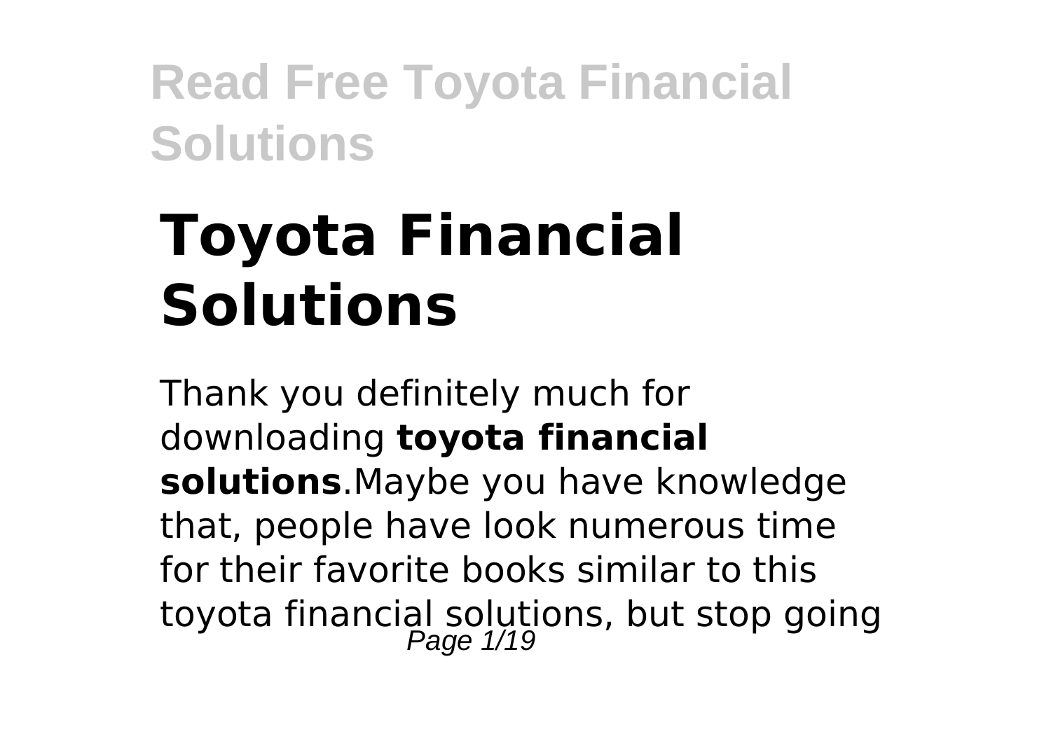# Toyota Financial Solutions

Thank you definitely much for downloading **toyota financial solutions**.Maybe you have knowledge that, people have look numerous time for their favorite books similar to this toyota financial solutions, but stop going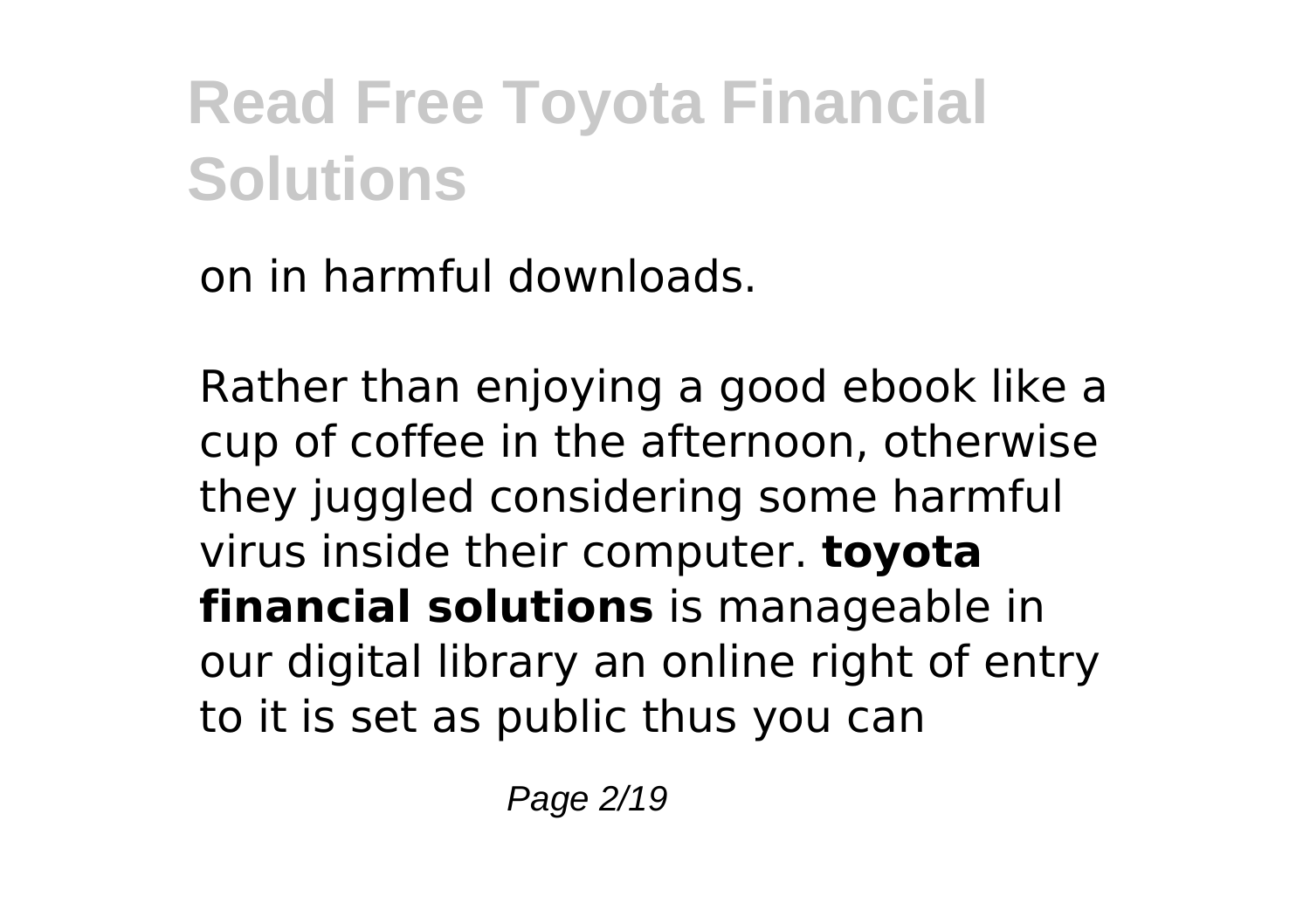on in harmful downloads.

Rather than enjoying a good ebook like a cup of coffee in the afternoon, otherwise they juggled considering some harmful virus inside their computer. **toyota financial solutions** is manageable in our digital library an online right of entry to it is set as public thus you can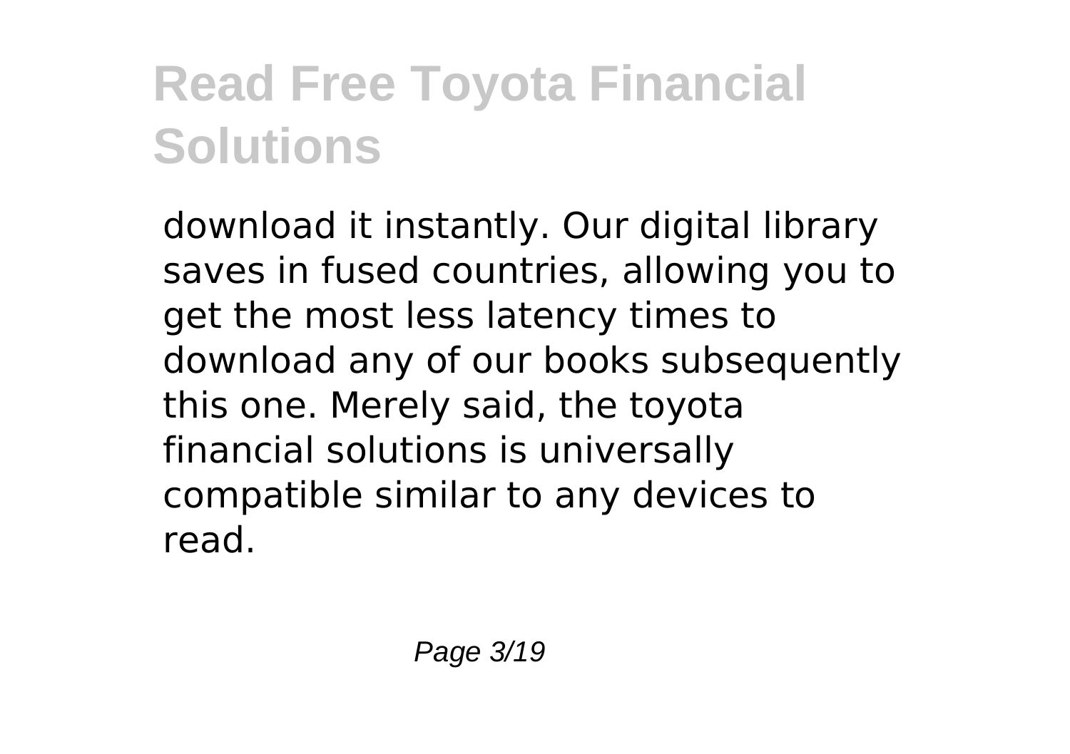download it instantly. Our digital library saves in fused countries, allowing you to get the most less latency times to download any of our books subsequently this one. Merely said, the toyota financial solutions is universally compatible similar to any devices to read.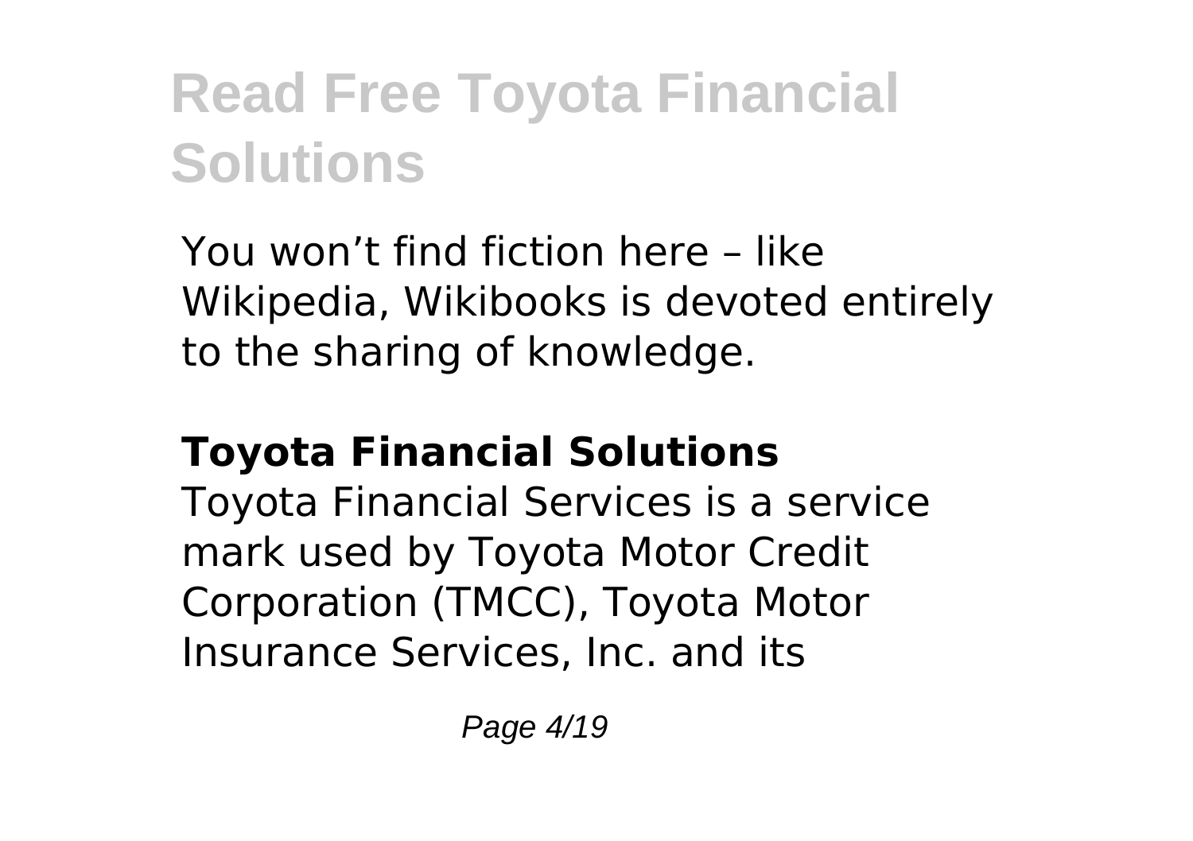You won’t find fiction here – like Wikipedia, Wikibooks is devoted entirely to the sharing of knowledge.

## Toyota Financial Solutions

Toyota Financial Services is a service mark used by Toyota Motor Credit Corporation (TMCC), Toyota Motor Insurance Services, Inc. and its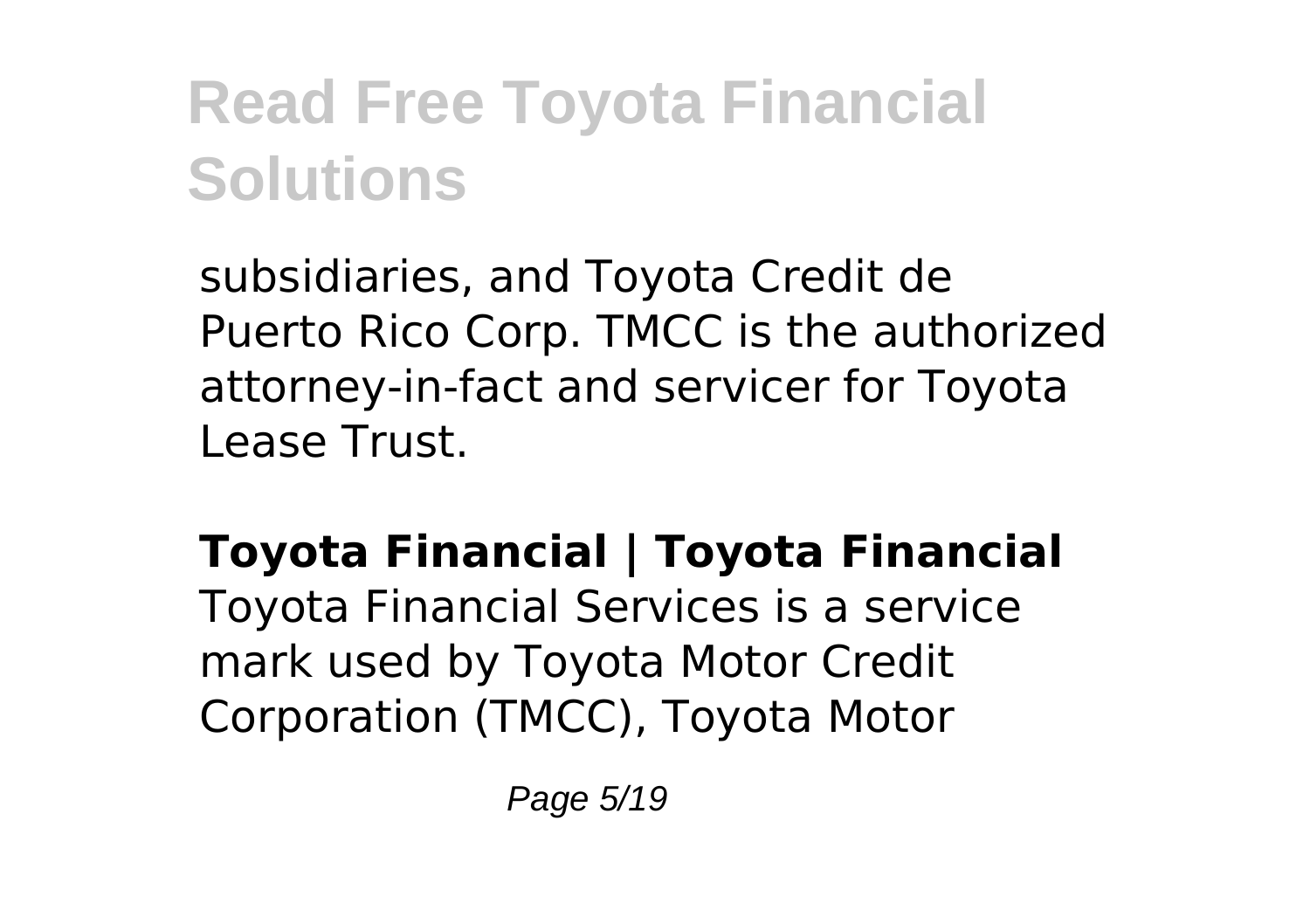subsidiaries, and Toyota Credit de Puerto Rico Corp. TMCC is the authorized attorney-in-fact and servicer for Toyota Lease Trust.

**Toyota Financial | Toyota Financial**

Toyota Financial Services is a service mark used by Toyota Motor Credit Corporation (TMCC), Toyota Motor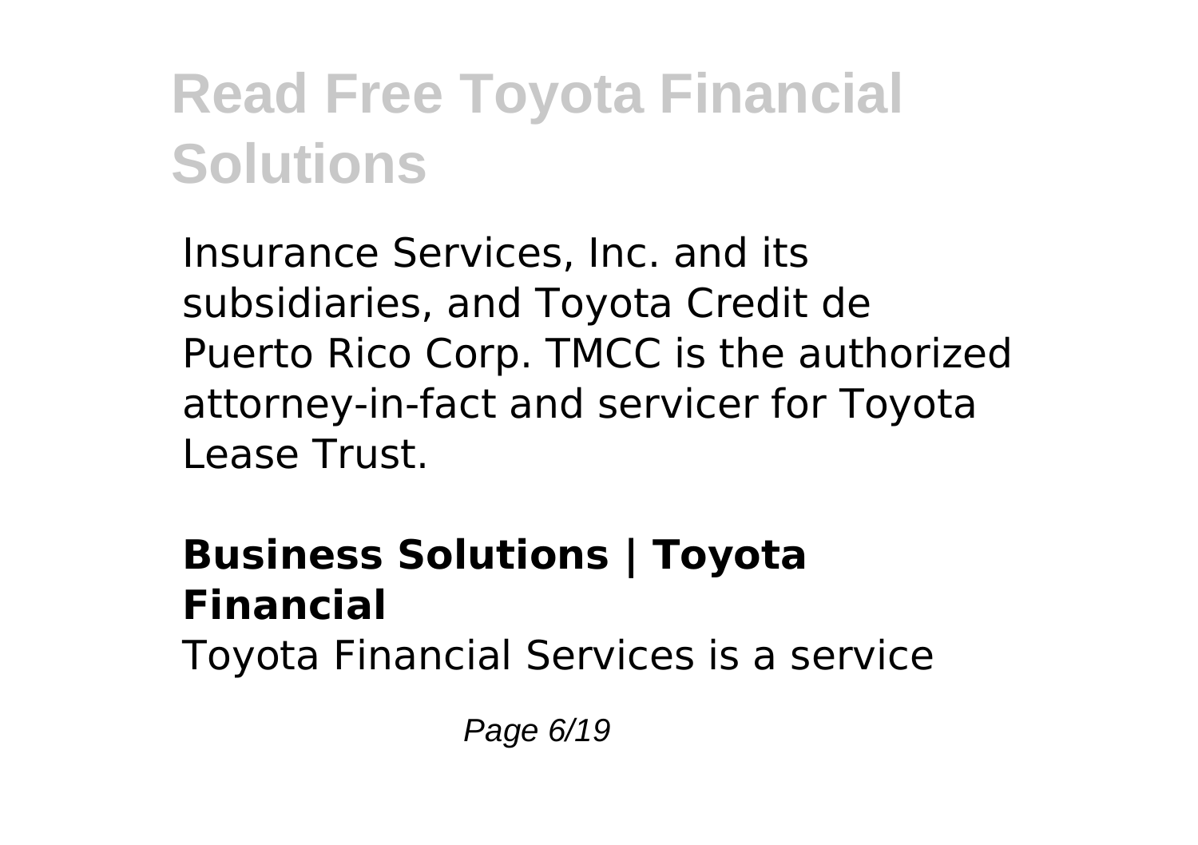Insurance Services, Inc. and its subsidiaries, and Toyota Credit de Puerto Rico Corp. TMCC is the authorized attorney-in-fact and servicer for Toyota Lease Trust.

## Business Solutions | Toyota Financial

Toyota Financial Services is a service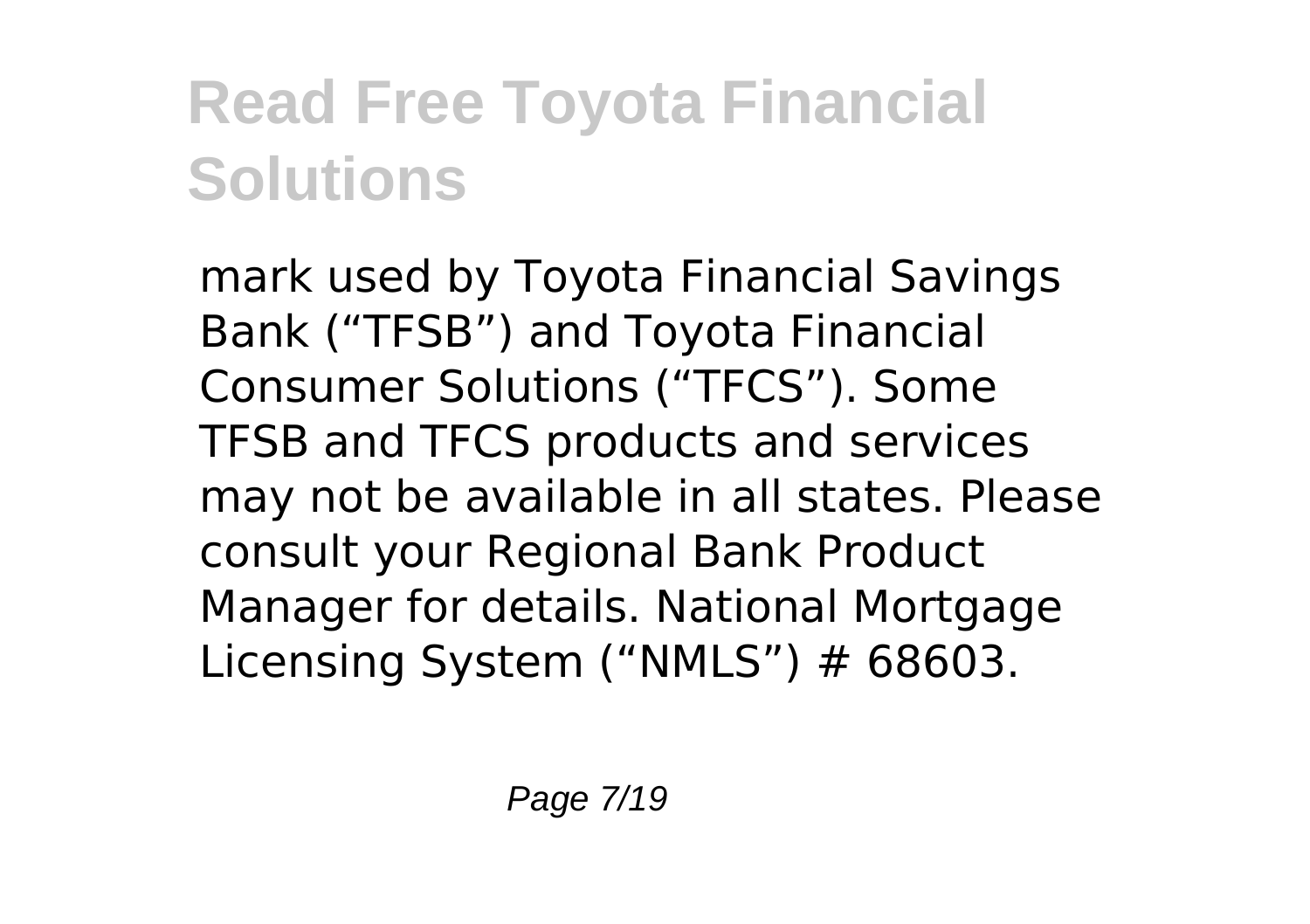mark used by Toyota Financial Savings Bank ("TFSB") and Toyota Financial Consumer Solutions ("TFCS"). Some TFSB and TFCS products and services may not be available in all states. Please consult your Regional Bank Product Manager for details. National Mortgage Licensing System ("NMLS") # 68603.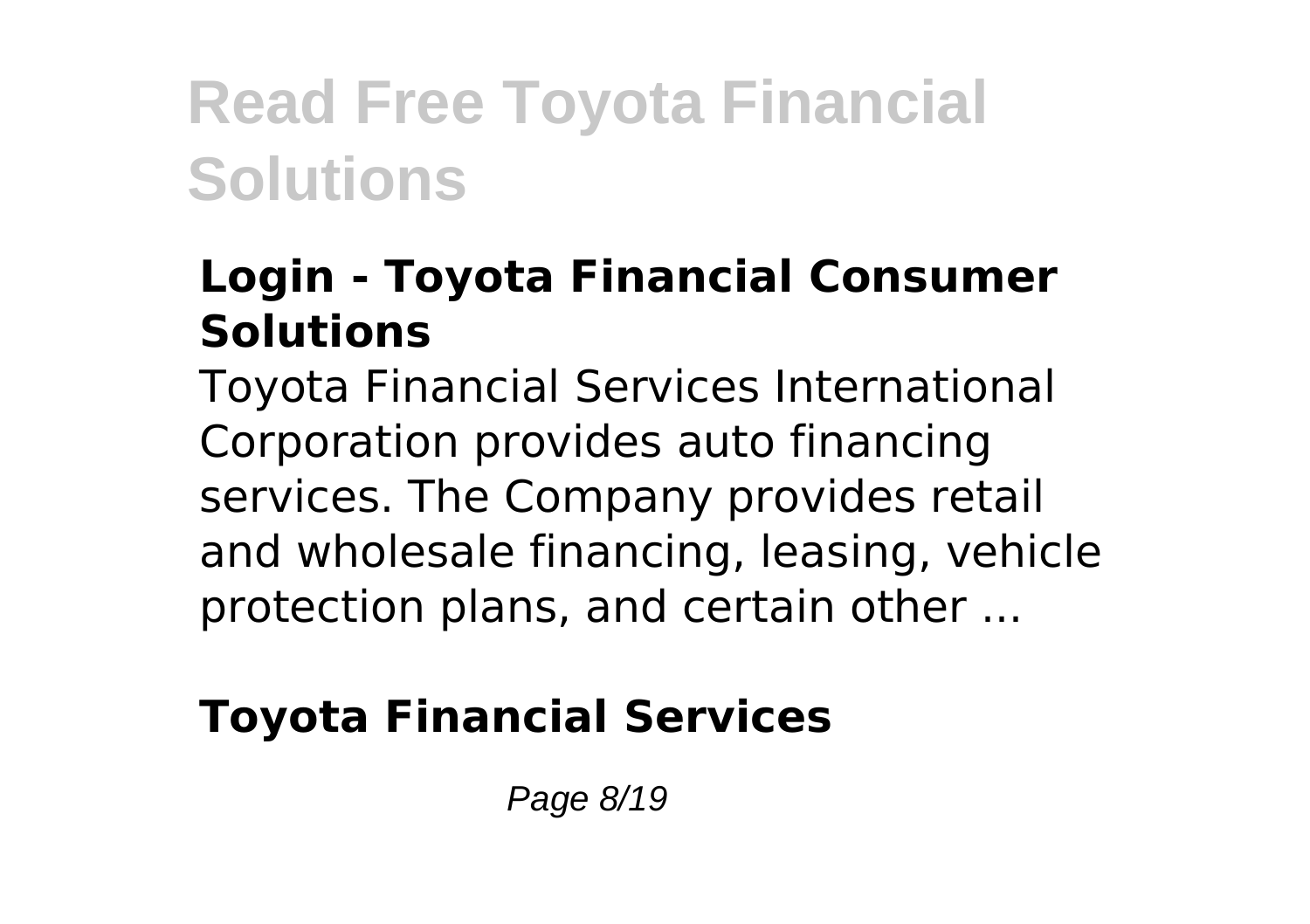### Login - Toyota Financial Consumer Solutions

Toyota Financial Services International Corporation provides auto financing services. The Company provides retail and wholesale financing, leasing, vehicle protection plans, and certain other ...

### Toyota Financial Services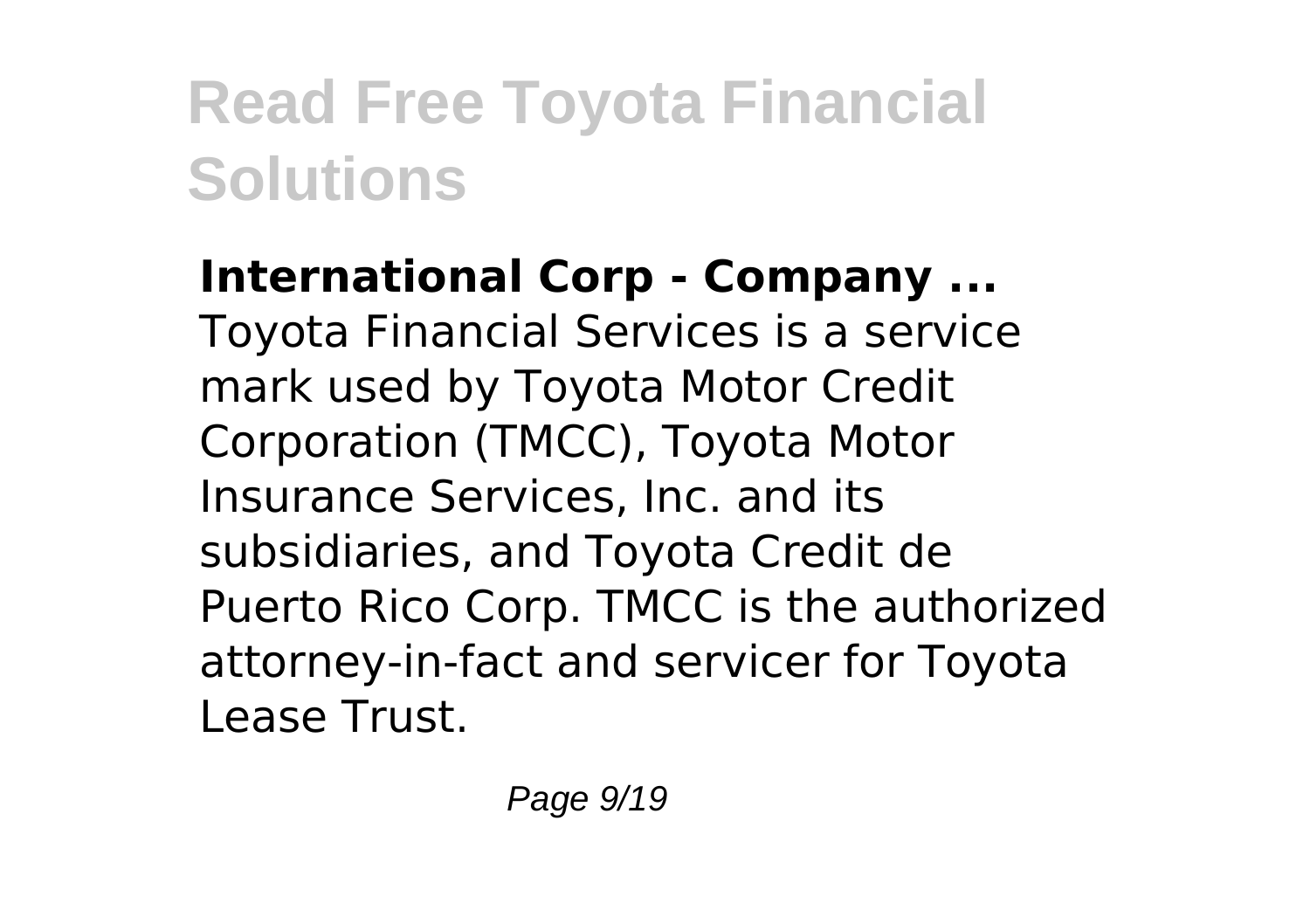**International Corp - Company ...**
Toyota Financial Services is a service mark used by Toyota Motor Credit Corporation (TMCC), Toyota Motor Insurance Services, Inc. and its subsidiaries, and Toyota Credit de Puerto Rico Corp. TMCC is the authorized attorney-in-fact and servicer for Toyota Lease Trust.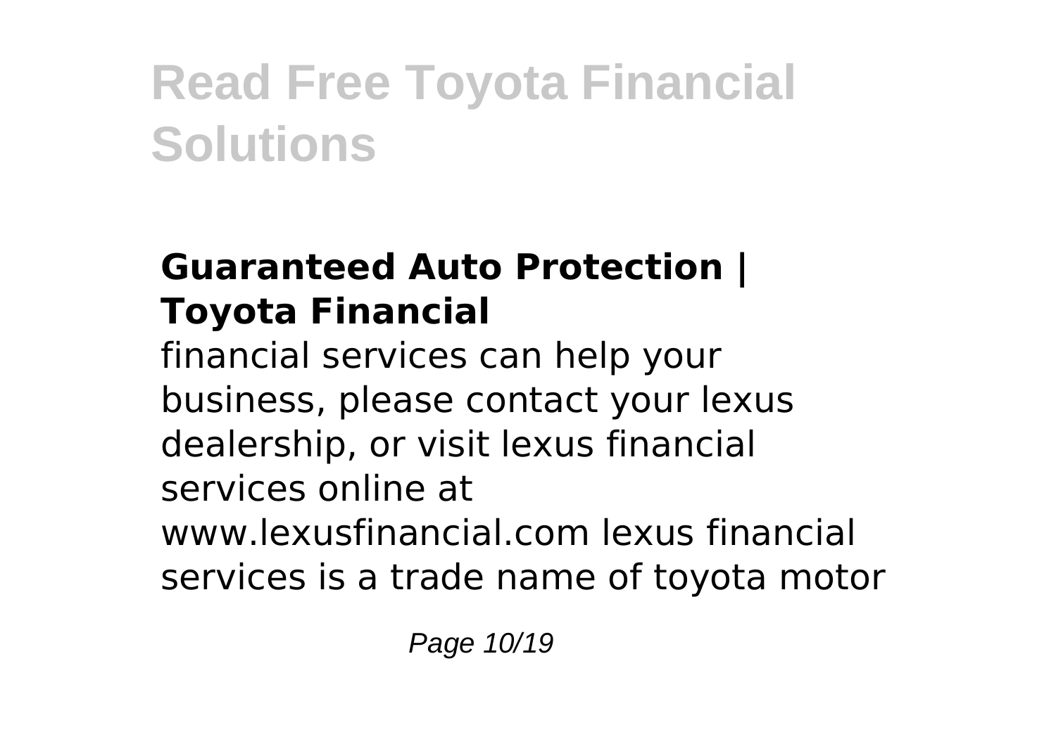## Guaranteed Auto Protection | Toyota Financial

financial services can help your business, please contact your lexus dealership, or visit lexus financial services online at www.lexusfinancial.com lexus financial services is a trade name of toyota motor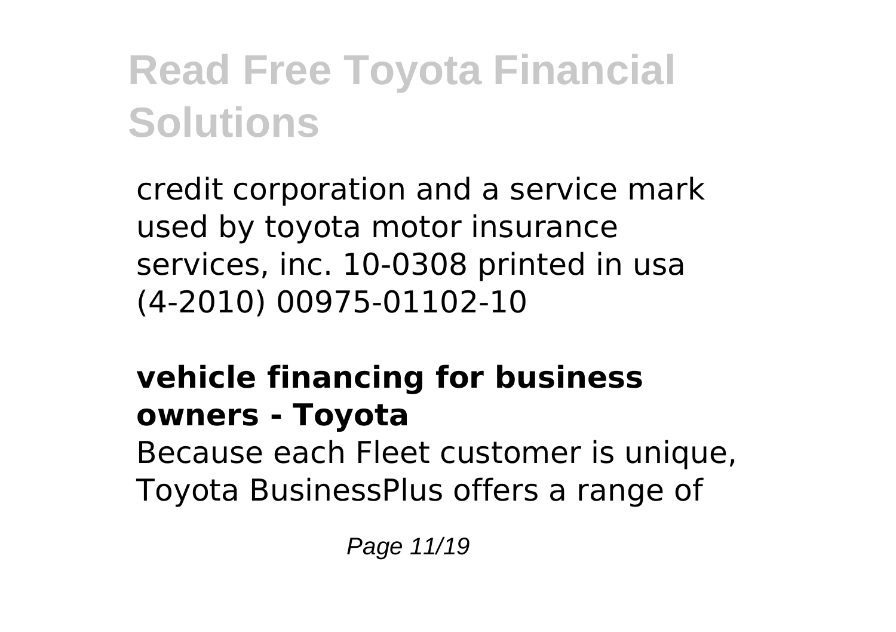credit corporation and a service mark used by toyota motor insurance services, inc. 10-0308 printed in usa (4-2010) 00975-01102-10

**vehicle financing for business owners - Toyota**

Because each Fleet customer is unique, Toyota BusinessPlus offers a range of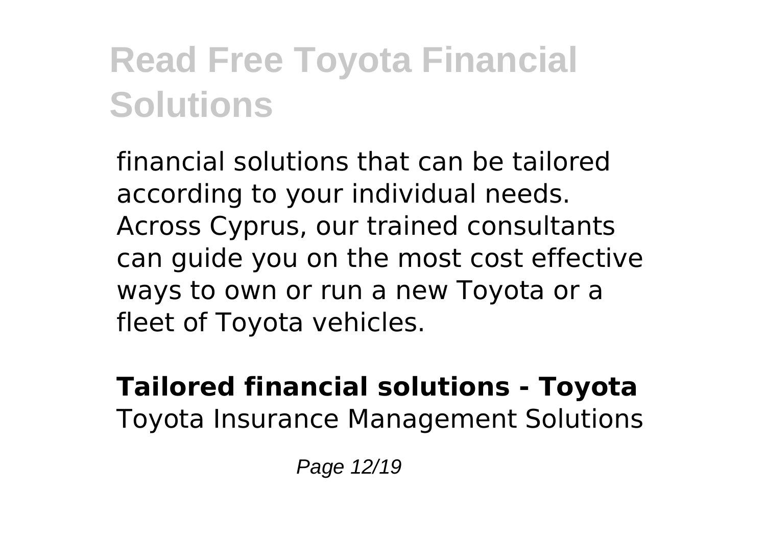financial solutions that can be tailored according to your individual needs. Across Cyprus, our trained consultants can guide you on the most cost effective ways to own or run a new Toyota or a fleet of Toyota vehicles.

**Tailored financial solutions - Toyota**
Toyota Insurance Management Solutions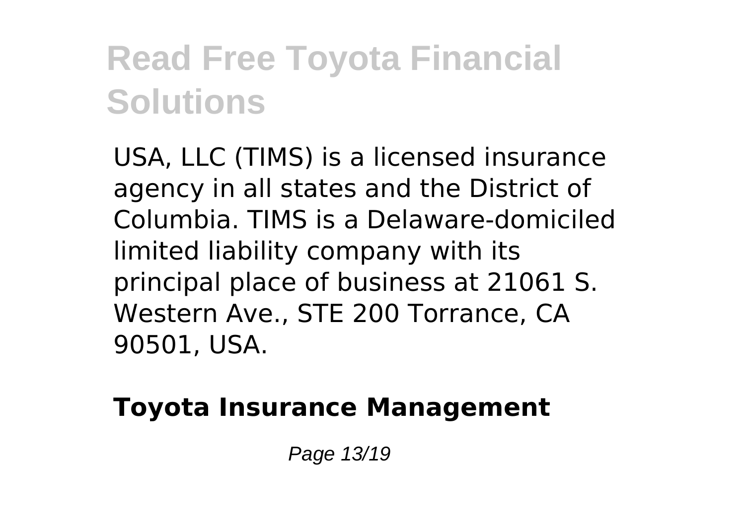USA, LLC (TIMS) is a licensed insurance agency in all states and the District of Columbia. TIMS is a Delaware-domiciled limited liability company with its principal place of business at 21061 S. Western Ave., STE 200 Torrance, CA 90501, USA.

**Toyota Insurance Management**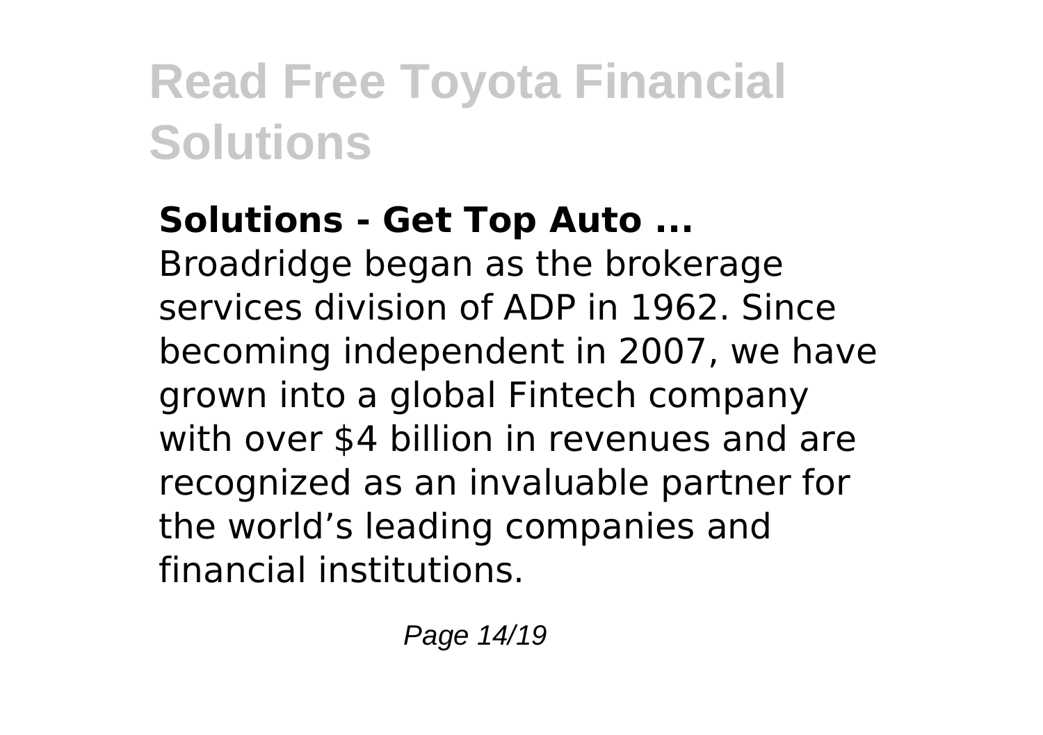**Solutions - Get Top Auto ...**

Broadridge began as the brokerage services division of ADP in 1962. Since becoming independent in 2007, we have grown into a global Fintech company with over $4 billion in revenues and are recognized as an invaluable partner for the world's leading companies and financial institutions.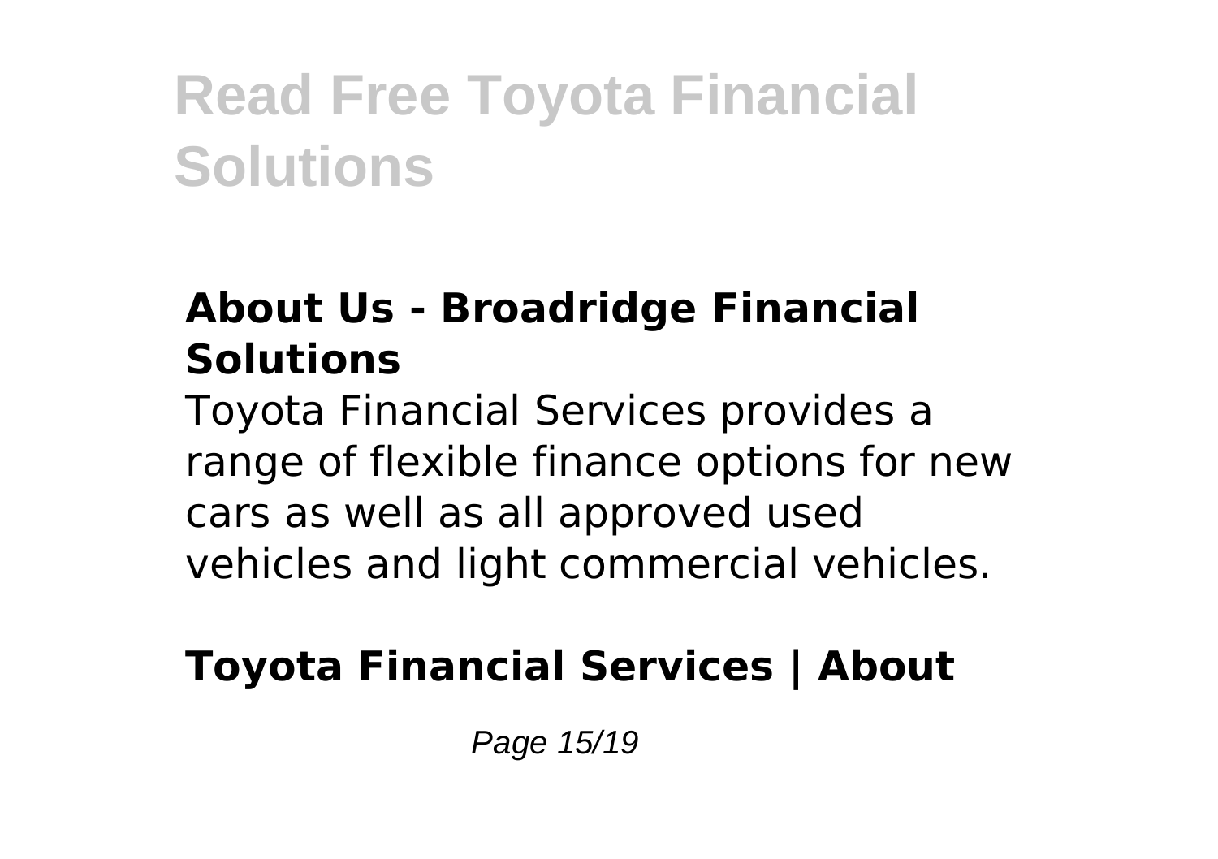### About Us - Broadridge Financial Solutions

Toyota Financial Services provides a range of flexible finance options for new cars as well as all approved used vehicles and light commercial vehicles.

### Toyota Financial Services | About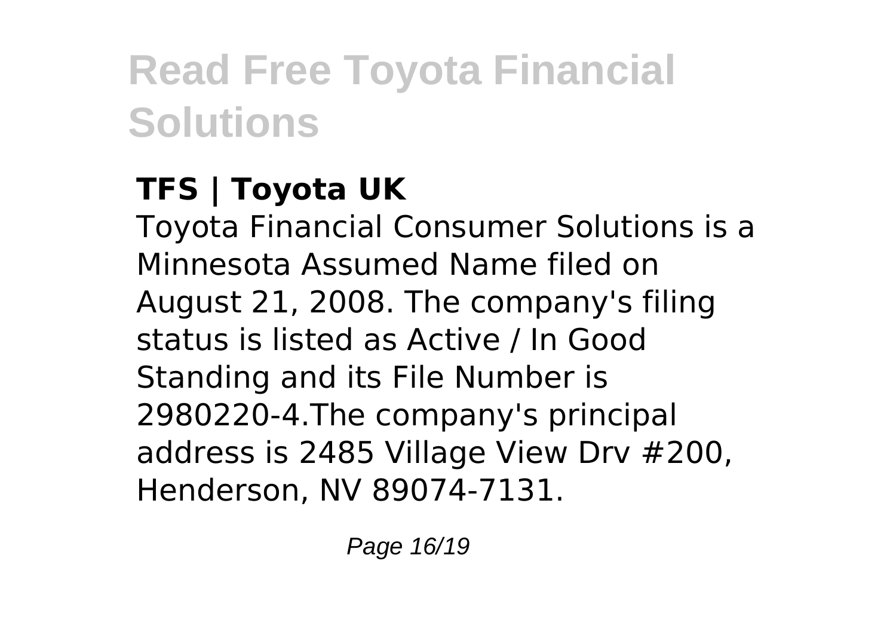### TFS | Toyota UK

Toyota Financial Consumer Solutions is a Minnesota Assumed Name filed on August 21, 2008. The company's filing status is listed as Active / In Good Standing and its File Number is 2980220-4.The company's principal address is 2485 Village View Drv #200, Henderson, NV 89074-7131.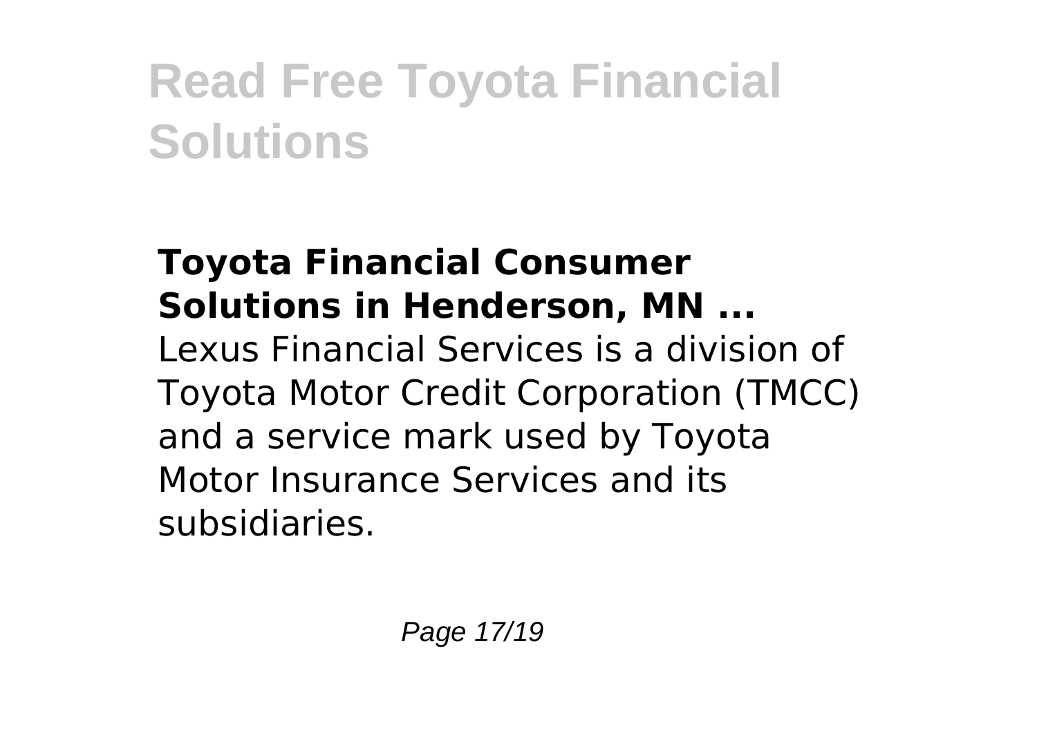### Toyota Financial Consumer Solutions in Henderson, MN ...

Lexus Financial Services is a division of Toyota Motor Credit Corporation (TMCC) and a service mark used by Toyota Motor Insurance Services and its subsidiaries.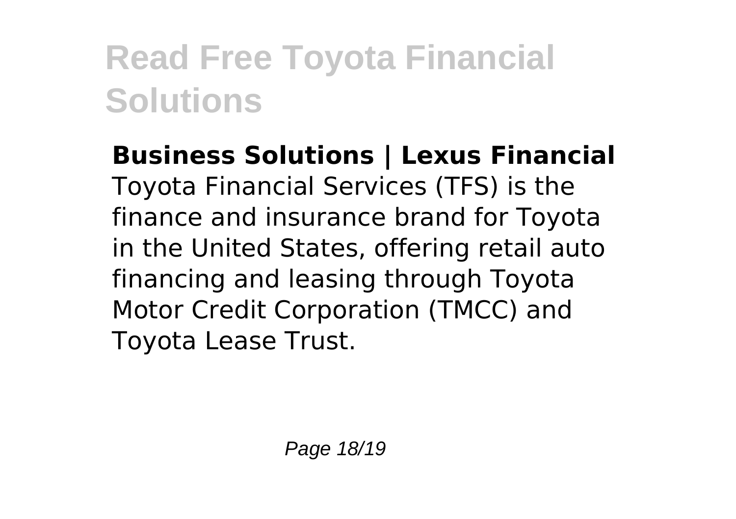**Business Solutions | Lexus Financial**
Toyota Financial Services (TFS) is the finance and insurance brand for Toyota in the United States, offering retail auto financing and leasing through Toyota Motor Credit Corporation (TMCC) and Toyota Lease Trust.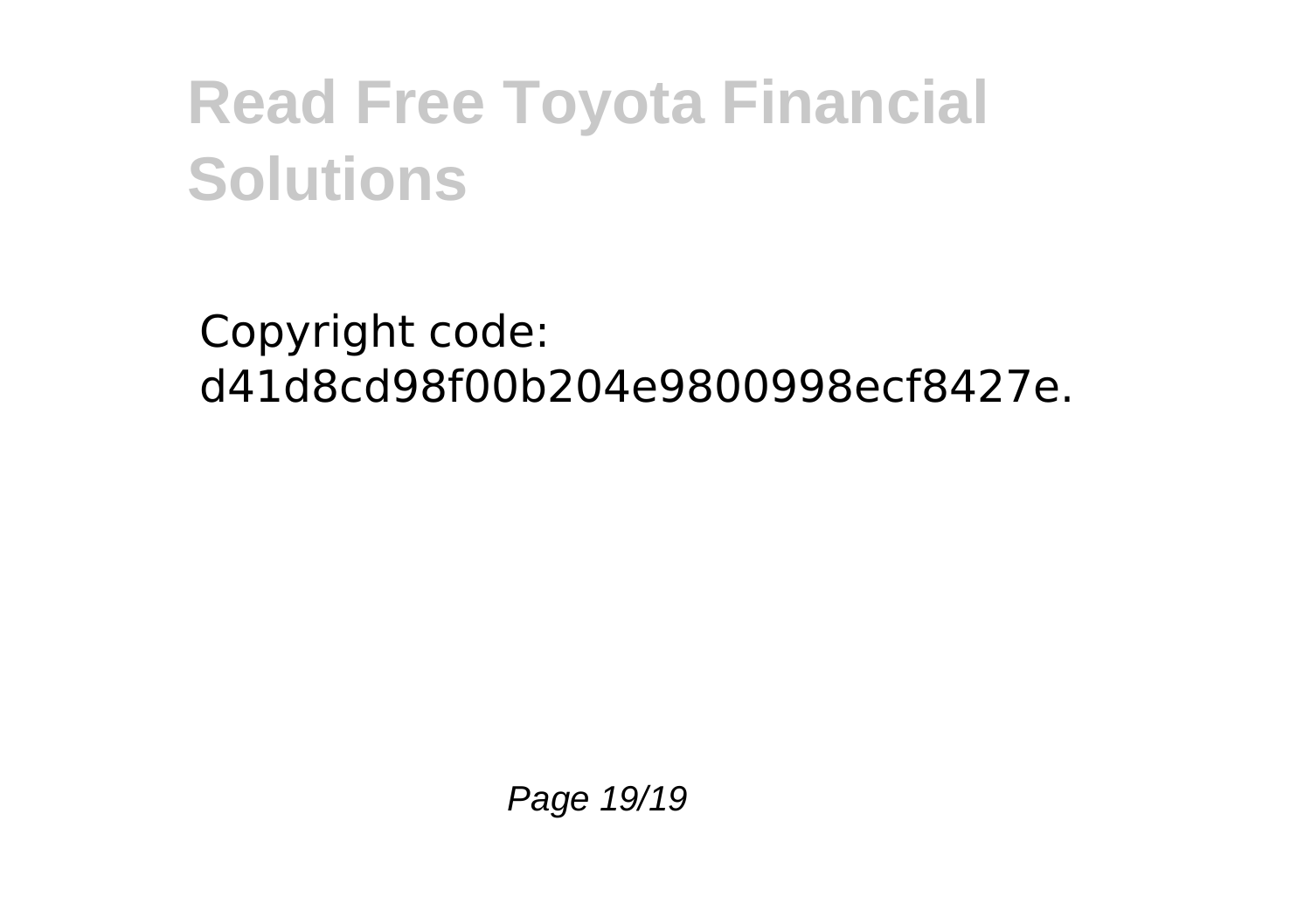Copyright code: d41d8cd98f00b204e9800998ecf8427e.